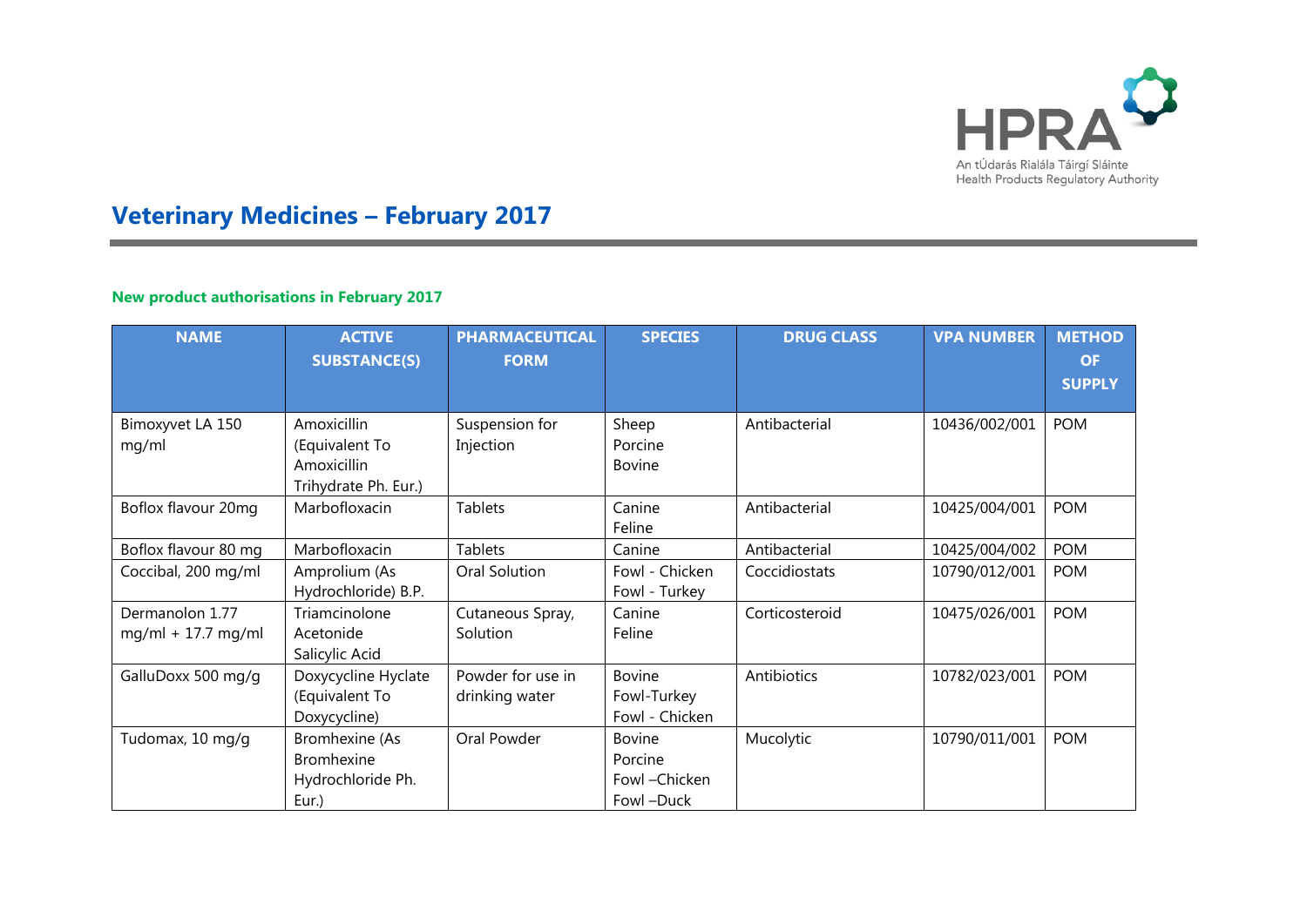# Veterinary Medicines – February 2017

### New product authorisations in February 2017

| NAME | ACTIVE SUBSTANCE(S) | PHARMACEUTICAL FORM | SPECIES | DRUG CLASS | VPA NUMBER | METHOD OF SUPPLY |
|---|---|---|---|---|---|---|
| Bimoxyvet LA 150 mg/ml | Amoxicillin (Equivalent To Amoxicillin Trihydrate Ph. Eur.) | Suspension for Injection | Sheep<br>Porcine<br>Bovine | Antibacterial | 10436/002/001 | POM |
| Boflox flavour 20mg | Marbofloxacin | Tablets | Canine<br>Feline | Antibacterial | 10425/004/001 | POM |
| Boflox flavour 80 mg | Marbofloxacin | Tablets | Canine | Antibacterial | 10425/004/002 | POM |
| Coccibal, 200 mg/ml | Amprolium (As Hydrochloride) B.P. | Oral Solution | Fowl - Chicken<br>Fowl - Turkey | Coccidiostats | 10790/012/001 | POM |
| Dermanolon 1.77 mg/ml + 17.7 mg/ml | Triamcinolone Acetonide<br>Salicylic Acid | Cutaneous Spray, Solution | Canine<br>Feline | Corticosteroid | 10475/026/001 | POM |
| GalluDoxx 500 mg/g | Doxycycline Hyclate (Equivalent To Doxycycline) | Powder for use in drinking water | Bovine<br>Fowl-Turkey<br>Fowl - Chicken | Antibiotics | 10782/023/001 | POM |
| Tudomax, 10 mg/g | Bromhexine (As Bromhexine Hydrochloride Ph. Eur.) | Oral Powder | Bovine<br>Porcine<br>Fowl –Chicken<br>Fowl –Duck | Mucolytic | 10790/011/001 | POM |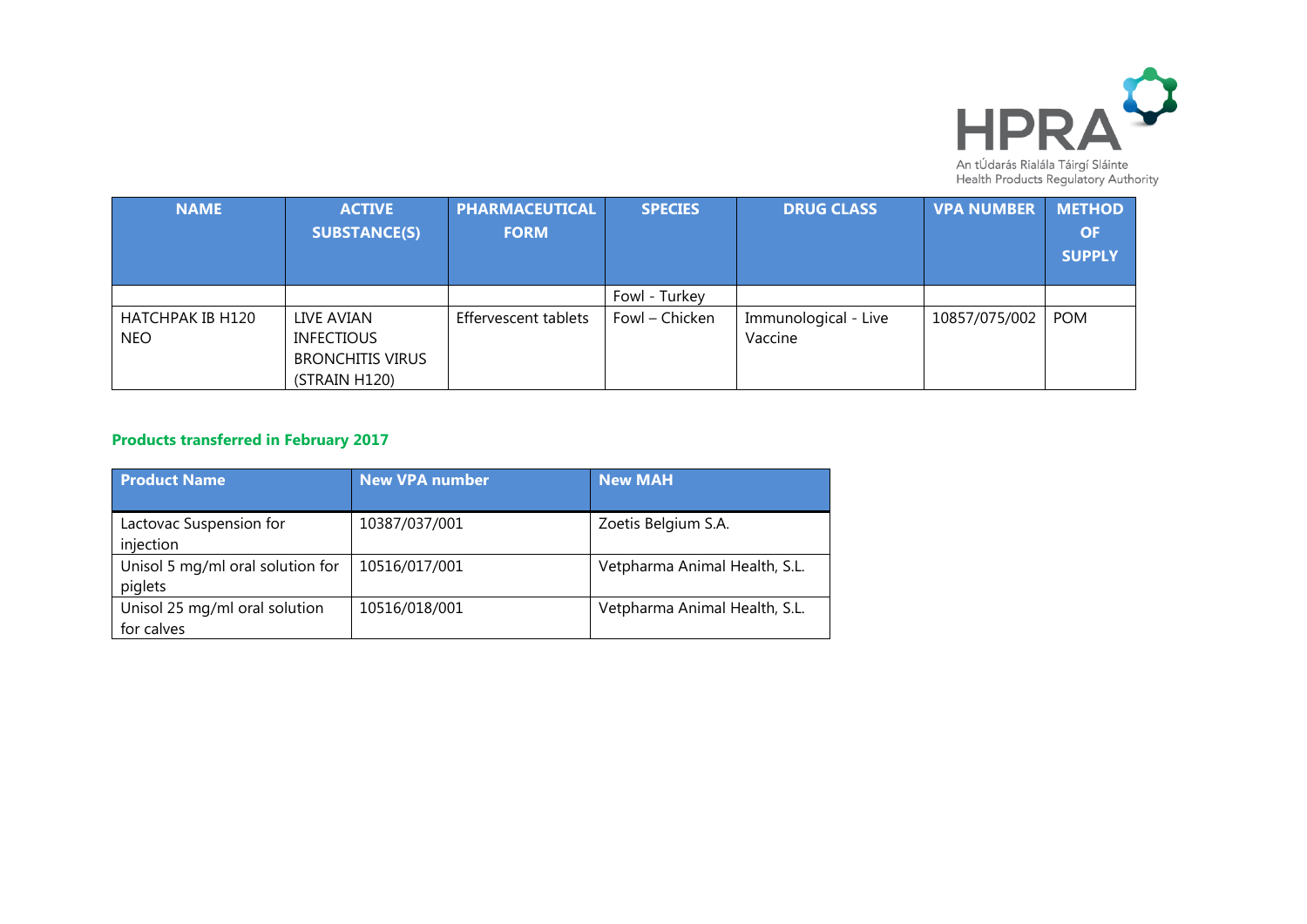| NAME | ACTIVE SUBSTANCE(S) | PHARMACEUTICAL FORM | SPECIES | DRUG CLASS | VPA NUMBER | METHOD OF SUPPLY |
|---|---|---|---|---|---|---|
| | | | Fowl - Turkey | | | |
| HATCHPAK IB H120 NEO | LIVE AVIAN INFECTIOUS BRONCHITIS VIRUS (STRAIN H120) | Effervescent tablets | Fowl – Chicken | Immunological - Live Vaccine | 10857/075/002 | POM |

**Products transferred in February 2017**

| Product Name | New VPA number | New MAH |
|---|---|---|
| Lactovac Suspension for injection | 10387/037/001 | Zoetis Belgium S.A. |
| Unisol 5 mg/ml oral solution for piglets | 10516/017/001 | Vetpharma Animal Health, S.L. |
| Unisol 25 mg/ml oral solution for calves | 10516/018/001 | Vetpharma Animal Health, S.L. |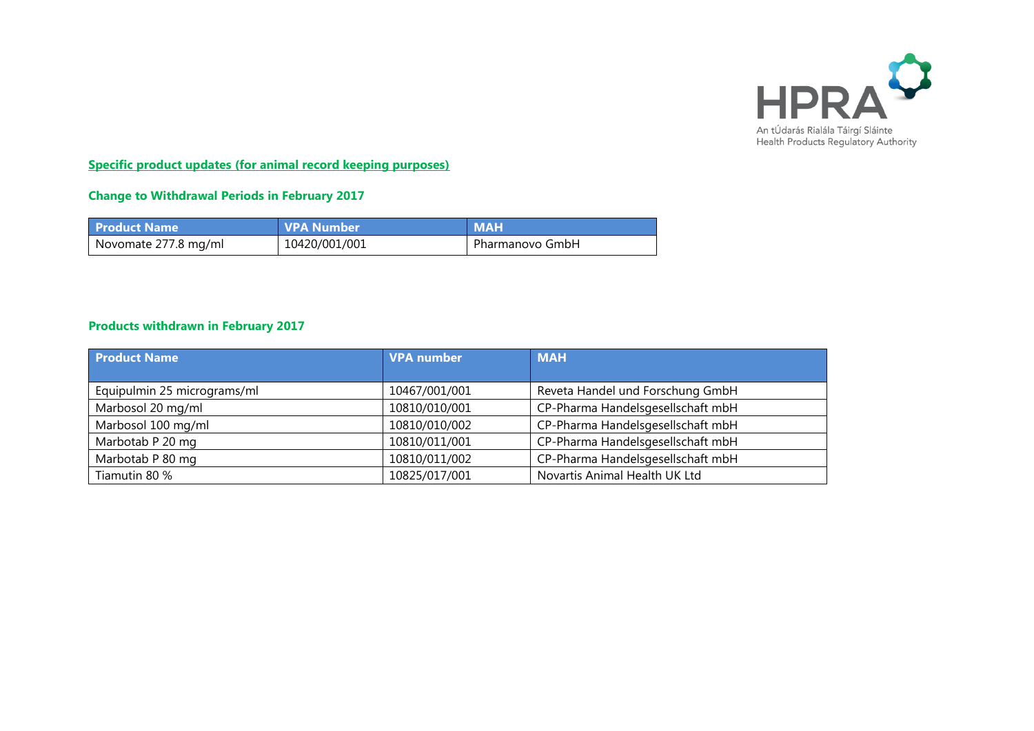## Specific product updates (for animal record keeping purposes)

### Change to Withdrawal Periods in February 2017

| Product Name | VPA Number | MAH |
|---|---|---|
| Novomate 277.8 mg/ml | 10420/001/001 | Pharmanovo GmbH |

### Products withdrawn in February 2017

| Product Name | VPA number | MAH |
|---|---|---|
| Equipulmin 25 micrograms/ml | 10467/001/001 | Reveta Handel und Forschung GmbH |
| Marbosol 20 mg/ml | 10810/010/001 | CP-Pharma Handelsgesellschaft mbH |
| Marbosol 100 mg/ml | 10810/010/002 | CP-Pharma Handelsgesellschaft mbH |
| Marbotab P 20 mg | 10810/011/001 | CP-Pharma Handelsgesellschaft mbH |
| Marbotab P 80 mg | 10810/011/002 | CP-Pharma Handelsgesellschaft mbH |
| Tiamutin 80 % | 10825/017/001 | Novartis Animal Health UK Ltd |